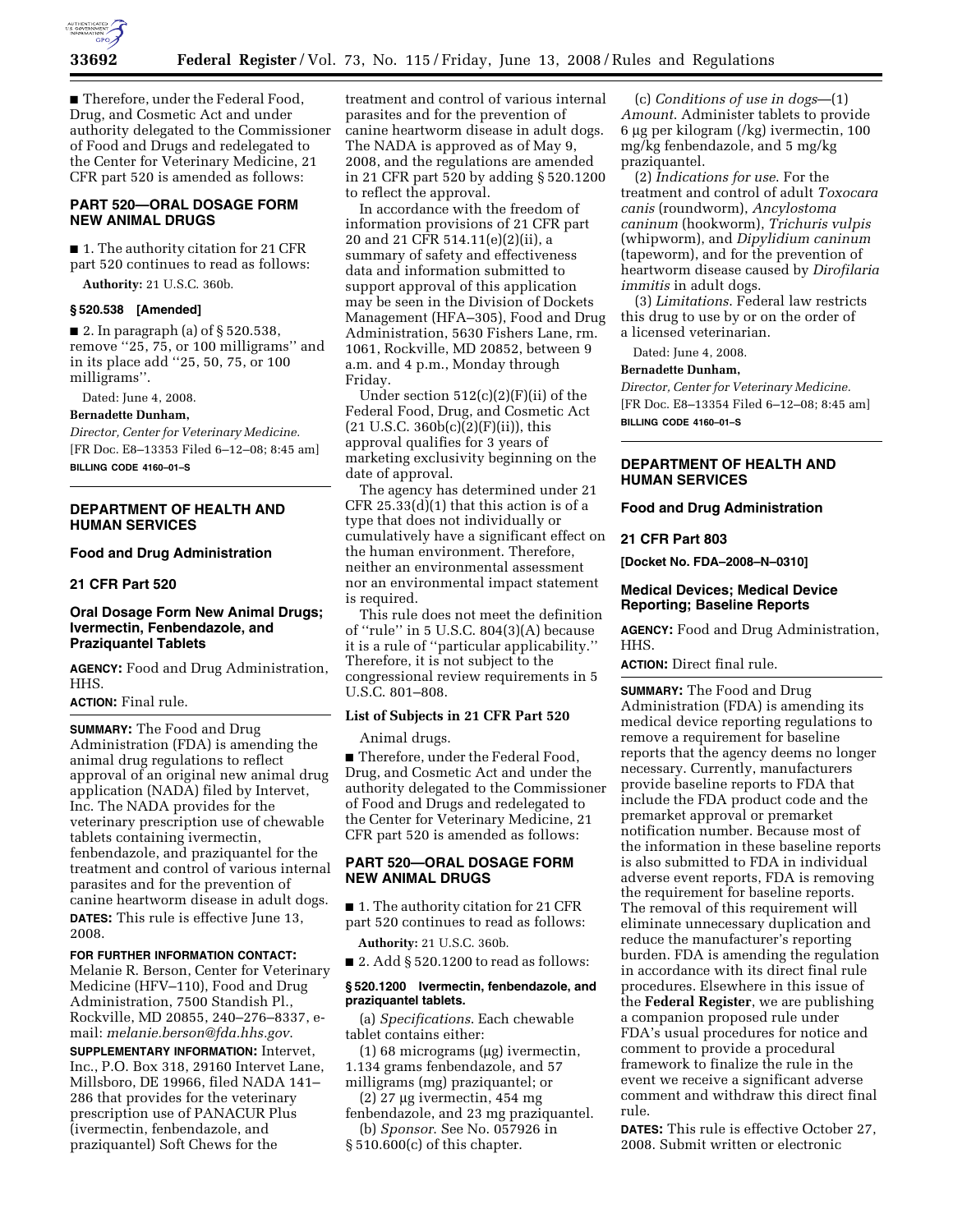■ Therefore, under the Federal Food, Drug, and Cosmetic Act and under authority delegated to the Commissioner of Food and Drugs and redelegated to the Center for Veterinary Medicine, 21 CFR part 520 is amended as follows:

## PART 520—ORAL DOSAGE FORM NEW ANIMAL DRUGS

■ 1. The authority citation for 21 CFR part 520 continues to read as follows:

**Authority:** 21 U.S.C. 360b.

### § 520.538 [Amended]

■ 2. In paragraph (a) of § 520.538, remove ''25, 75, or 100 milligrams'' and in its place add ''25, 50, 75, or 100 milligrams''.

Dated: June 4, 2008.

**Bernadette Dunham,**

*Director, Center for Veterinary Medicine.*

[FR Doc. E8–13353 Filed 6–12–08; 8:45 am]

**BILLING CODE 4160–01–S**

---

## DEPARTMENT OF HEALTH AND HUMAN SERVICES

### Food and Drug Administration

### 21 CFR Part 520

### Oral Dosage Form New Animal Drugs; Ivermectin, Fenbendazole, and Praziquantel Tablets

**AGENCY:** Food and Drug Administration, HHS.

**ACTION:** Final rule.

**SUMMARY:** The Food and Drug Administration (FDA) is amending the animal drug regulations to reflect approval of an original new animal drug application (NADA) filed by Intervet, Inc. The NADA provides for the veterinary prescription use of chewable tablets containing ivermectin, fenbendazole, and praziquantel for the treatment and control of various internal parasites and for the prevention of canine heartworm disease in adult dogs.

**DATES:** This rule is effective June 13, 2008.

**FOR FURTHER INFORMATION CONTACT:** Melanie R. Berson, Center for Veterinary Medicine (HFV–110), Food and Drug Administration, 7500 Standish Pl., Rockville, MD 20855, 240–276–8337, e-mail: *melanie.berson@fda.hhs.gov*.

**SUPPLEMENTARY INFORMATION:** Intervet, Inc., P.O. Box 318, 29160 Intervet Lane, Millsboro, DE 19966, filed NADA 141–286 that provides for the veterinary prescription use of PANACUR Plus (ivermectin, fenbendazole, and praziquantel) Soft Chews for the treatment and control of various internal parasites and for the prevention of canine heartworm disease in adult dogs. The NADA is approved as of May 9, 2008, and the regulations are amended in 21 CFR part 520 by adding § 520.1200 to reflect the approval.

In accordance with the freedom of information provisions of 21 CFR part 20 and 21 CFR 514.11(e)(2)(ii), a summary of safety and effectiveness data and information submitted to support approval of this application may be seen in the Division of Dockets Management (HFA–305), Food and Drug Administration, 5630 Fishers Lane, rm. 1061, Rockville, MD 20852, between 9 a.m. and 4 p.m., Monday through Friday.

Under section 512(c)(2)(F)(ii) of the Federal Food, Drug, and Cosmetic Act (21 U.S.C. 360b(c)(2)(F)(ii)), this approval qualifies for 3 years of marketing exclusivity beginning on the date of approval.

The agency has determined under 21 CFR 25.33(d)(1) that this action is of a type that does not individually or cumulatively have a significant effect on the human environment. Therefore, neither an environmental assessment nor an environmental impact statement is required.

This rule does not meet the definition of ''rule'' in 5 U.S.C. 804(3)(A) because it is a rule of ''particular applicability.'' Therefore, it is not subject to the congressional review requirements in 5 U.S.C. 801–808.

#### List of Subjects in 21 CFR Part 520

Animal drugs.

■ Therefore, under the Federal Food, Drug, and Cosmetic Act and under the authority delegated to the Commissioner of Food and Drugs and redelegated to the Center for Veterinary Medicine, 21 CFR part 520 is amended as follows:

## PART 520—ORAL DOSAGE FORM NEW ANIMAL DRUGS

■ 1. The authority citation for 21 CFR part 520 continues to read as follows:

**Authority:** 21 U.S.C. 360b.

■ 2. Add § 520.1200 to read as follows:

### § 520.1200 Ivermectin, fenbendazole, and praziquantel tablets.

(a) *Specifications*. Each chewable tablet contains either:

(1) 68 micrograms (μg) ivermectin, 1.134 grams fenbendazole, and 57 milligrams (mg) praziquantel; or

(2) 27 μg ivermectin, 454 mg fenbendazole, and 23 mg praziquantel.

(b) *Sponsor*. See No. 057926 in § 510.600(c) of this chapter.

(c) *Conditions of use in dogs*—(1) *Amount*. Administer tablets to provide 6 μg per kilogram (/kg) ivermectin, 100 mg/kg fenbendazole, and 5 mg/kg praziquantel.

(2) *Indications for use*. For the treatment and control of adult *Toxocara canis* (roundworm), *Ancylostoma caninum* (hookworm), *Trichuris vulpis* (whipworm), and *Dipylidium caninum* (tapeworm), and for the prevention of heartworm disease caused by *Dirofilaria immitis* in adult dogs.

(3) *Limitations*. Federal law restricts this drug to use by or on the order of a licensed veterinarian.

Dated: June 4, 2008.

**Bernadette Dunham,**

*Director, Center for Veterinary Medicine.*

[FR Doc. E8–13354 Filed 6–12–08; 8:45 am]

**BILLING CODE 4160–01–S**

---

## DEPARTMENT OF HEALTH AND HUMAN SERVICES

### Food and Drug Administration

### 21 CFR Part 803

**[Docket No. FDA–2008–N–0310]**

### Medical Devices; Medical Device Reporting; Baseline Reports

**AGENCY:** Food and Drug Administration, HHS.

**ACTION:** Direct final rule.

**SUMMARY:** The Food and Drug Administration (FDA) is amending its medical device reporting regulations to remove a requirement for baseline reports that the agency deems no longer necessary. Currently, manufacturers provide baseline reports to FDA that include the FDA product code and the premarket approval or premarket notification number. Because most of the information in these baseline reports is also submitted to FDA in individual adverse event reports, FDA is removing the requirement for baseline reports. The removal of this requirement will eliminate unnecessary duplication and reduce the manufacturer's reporting burden. FDA is amending the regulation in accordance with its direct final rule procedures. Elsewhere in this issue of the **Federal Register**, we are publishing a companion proposed rule under FDA's usual procedures for notice and comment to provide a procedural framework to finalize the rule in the event we receive a significant adverse comment and withdraw this direct final rule.

**DATES:** This rule is effective October 27, 2008. Submit written or electronic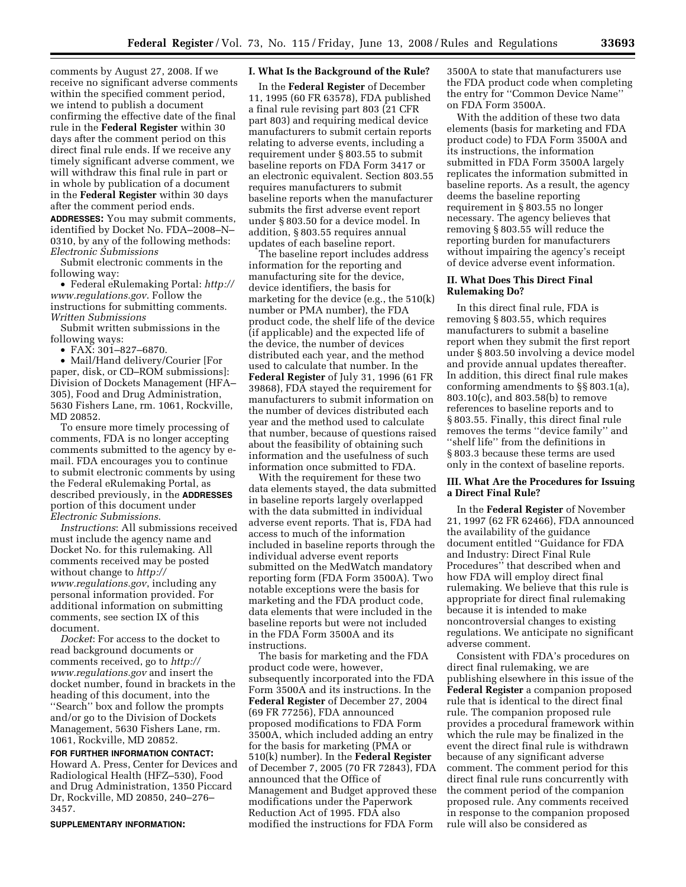comments by August 27, 2008. If we receive no significant adverse comments within the specified comment period, we intend to publish a document confirming the effective date of the final rule in the **Federal Register** within 30 days after the comment period on this direct final rule ends. If we receive any timely significant adverse comment, we will withdraw this final rule in part or in whole by publication of a document in the **Federal Register** within 30 days after the comment period ends.

**ADDRESSES:** You may submit comments, identified by Docket No. FDA–2008–N–0310, by any of the following methods:

*Electronic Submissions*

Submit electronic comments in the following way:

- Federal eRulemaking Portal: *http://www.regulations.gov*. Follow the instructions for submitting comments.

*Written Submissions*

Submit written submissions in the following ways:

- FAX: 301–827–6870.
- Mail/Hand delivery/Courier [For paper, disk, or CD–ROM submissions]: Division of Dockets Management (HFA–305), Food and Drug Administration, 5630 Fishers Lane, rm. 1061, Rockville, MD 20852.

To ensure more timely processing of comments, FDA is no longer accepting comments submitted to the agency by e-mail. FDA encourages you to continue to submit electronic comments by using the Federal eRulemaking Portal, as described previously, in the **ADDRESSES** portion of this document under *Electronic Submissions*.

*Instructions*: All submissions received must include the agency name and Docket No. for this rulemaking. All comments received may be posted without change to *http://www.regulations.gov*, including any personal information provided. For additional information on submitting comments, see section IX of this document.

*Docket*: For access to the docket to read background documents or comments received, go to *http://www.regulations.gov* and insert the docket number, found in brackets in the heading of this document, into the ''Search'' box and follow the prompts and/or go to the Division of Dockets Management, 5630 Fishers Lane, rm. 1061, Rockville, MD 20852.

**FOR FURTHER INFORMATION CONTACT:** Howard A. Press, Center for Devices and Radiological Health (HFZ–530), Food and Drug Administration, 1350 Piccard Dr, Rockville, MD 20850, 240–276–3457.

**SUPPLEMENTARY INFORMATION:**

## I. What Is the Background of the Rule?

In the **Federal Register** of December 11, 1995 (60 FR 63578), FDA published a final rule revising part 803 (21 CFR part 803) and requiring medical device manufacturers to submit certain reports relating to adverse events, including a requirement under § 803.55 to submit baseline reports on FDA Form 3417 or an electronic equivalent. Section 803.55 requires manufacturers to submit baseline reports when the manufacturer submits the first adverse event report under § 803.50 for a device model. In addition, § 803.55 requires annual updates of each baseline report.

The baseline report includes address information for the reporting and manufacturing site for the device, device identifiers, the basis for marketing for the device (e.g., the 510(k) number or PMA number), the FDA product code, the shelf life of the device (if applicable) and the expected life of the device, the number of devices distributed each year, and the method used to calculate that number. In the **Federal Register** of July 31, 1996 (61 FR 39868), FDA stayed the requirement for manufacturers to submit information on the number of devices distributed each year and the method used to calculate that number, because of questions raised about the feasibility of obtaining such information and the usefulness of such information once submitted to FDA.

With the requirement for these two data elements stayed, the data submitted in baseline reports largely overlapped with the data submitted in individual adverse event reports. That is, FDA had access to much of the information included in baseline reports through the individual adverse event reports submitted on the MedWatch mandatory reporting form (FDA Form 3500A). Two notable exceptions were the basis for marketing and the FDA product code, data elements that were included in the baseline reports but were not included in the FDA Form 3500A and its instructions.

The basis for marketing and the FDA product code were, however, subsequently incorporated into the FDA Form 3500A and its instructions. In the **Federal Register** of December 27, 2004 (69 FR 77256), FDA announced proposed modifications to FDA Form 3500A, which included adding an entry for the basis for marketing (PMA or 510(k) number). In the **Federal Register** of December 7, 2005 (70 FR 72843), FDA announced that the Office of Management and Budget approved these modifications under the Paperwork Reduction Act of 1995. FDA also modified the instructions for FDA Form 3500A to state that manufacturers use the FDA product code when completing the entry for ''Common Device Name'' on FDA Form 3500A.

With the addition of these two data elements (basis for marketing and FDA product code) to FDA Form 3500A and its instructions, the information submitted in FDA Form 3500A largely replicates the information submitted in baseline reports. As a result, the agency deems the baseline reporting requirement in § 803.55 no longer necessary. The agency believes that removing § 803.55 will reduce the reporting burden for manufacturers without impairing the agency's receipt of device adverse event information.

## II. What Does This Direct Final Rulemaking Do?

In this direct final rule, FDA is removing § 803.55, which requires manufacturers to submit a baseline report when they submit the first report under § 803.50 involving a device model and provide annual updates thereafter. In addition, this direct final rule makes conforming amendments to §§ 803.1(a), 803.10(c), and 803.58(b) to remove references to baseline reports and to § 803.55. Finally, this direct final rule removes the terms ''device family'' and ''shelf life'' from the definitions in § 803.3 because these terms are used only in the context of baseline reports.

## III. What Are the Procedures for Issuing a Direct Final Rule?

In the **Federal Register** of November 21, 1997 (62 FR 62466), FDA announced the availability of the guidance document entitled ''Guidance for FDA and Industry: Direct Final Rule Procedures'' that described when and how FDA will employ direct final rulemaking. We believe that this rule is appropriate for direct final rulemaking because it is intended to make noncontroversial changes to existing regulations. We anticipate no significant adverse comment.

Consistent with FDA's procedures on direct final rulemaking, we are publishing elsewhere in this issue of the **Federal Register** a companion proposed rule that is identical to the direct final rule. The companion proposed rule provides a procedural framework within which the rule may be finalized in the event the direct final rule is withdrawn because of any significant adverse comment. The comment period for this direct final rule runs concurrently with the comment period of the companion proposed rule. Any comments received in response to the companion proposed rule will also be considered as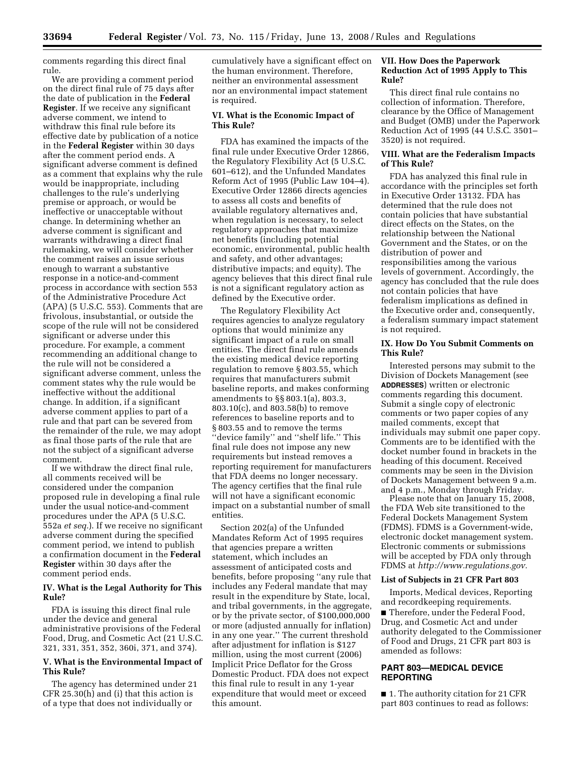comments regarding this direct final rule.

We are providing a comment period on the direct final rule of 75 days after the date of publication in the **Federal Register**. If we receive any significant adverse comment, we intend to withdraw this final rule before its effective date by publication of a notice in the **Federal Register** within 30 days after the comment period ends. A significant adverse comment is defined as a comment that explains why the rule would be inappropriate, including challenges to the rule's underlying premise or approach, or would be ineffective or unacceptable without change. In determining whether an adverse comment is significant and warrants withdrawing a direct final rulemaking, we will consider whether the comment raises an issue serious enough to warrant a substantive response in a notice-and-comment process in accordance with section 553 of the Administrative Procedure Act (APA) (5 U.S.C. 553). Comments that are frivolous, insubstantial, or outside the scope of the rule will not be considered significant or adverse under this procedure. For example, a comment recommending an additional change to the rule will not be considered a significant adverse comment, unless the comment states why the rule would be ineffective without the additional change. In addition, if a significant adverse comment applies to part of a rule and that part can be severed from the remainder of the rule, we may adopt as final those parts of the rule that are not the subject of a significant adverse comment.

If we withdraw the direct final rule, all comments received will be considered under the companion proposed rule in developing a final rule under the usual notice-and-comment procedures under the APA (5 U.S.C. 552a *et seq.*). If we receive no significant adverse comment during the specified comment period, we intend to publish a confirmation document in the **Federal Register** within 30 days after the comment period ends.

### IV. What is the Legal Authority for This Rule?

FDA is issuing this direct final rule under the device and general administrative provisions of the Federal Food, Drug, and Cosmetic Act (21 U.S.C. 321, 331, 351, 352, 360i, 371, and 374).

### V. What is the Environmental Impact of This Rule?

The agency has determined under 21 CFR 25.30(h) and (i) that this action is of a type that does not individually or cumulatively have a significant effect on the human environment. Therefore, neither an environmental assessment nor an environmental impact statement is required.

### VI. What is the Economic Impact of This Rule?

FDA has examined the impacts of the final rule under Executive Order 12866, the Regulatory Flexibility Act (5 U.S.C. 601–612), and the Unfunded Mandates Reform Act of 1995 (Public Law 104–4). Executive Order 12866 directs agencies to assess all costs and benefits of available regulatory alternatives and, when regulation is necessary, to select regulatory approaches that maximize net benefits (including potential economic, environmental, public health and safety, and other advantages; distributive impacts; and equity). The agency believes that this direct final rule is not a significant regulatory action as defined by the Executive order.

The Regulatory Flexibility Act requires agencies to analyze regulatory options that would minimize any significant impact of a rule on small entities. The direct final rule amends the existing medical device reporting regulation to remove § 803.55, which requires that manufacturers submit baseline reports, and makes conforming amendments to §§ 803.1(a), 803.3, 803.10(c), and 803.58(b) to remove references to baseline reports and to § 803.55 and to remove the terms "device family" and "shelf life." This final rule does not impose any new requirements but instead removes a reporting requirement for manufacturers that FDA deems no longer necessary. The agency certifies that the final rule will not have a significant economic impact on a substantial number of small entities.

Section 202(a) of the Unfunded Mandates Reform Act of 1995 requires that agencies prepare a written statement, which includes an assessment of anticipated costs and benefits, before proposing "any rule that includes any Federal mandate that may result in the expenditure by State, local, and tribal governments, in the aggregate, or by the private sector, of $100,000,000 or more (adjusted annually for inflation) in any one year." The current threshold after adjustment for inflation is $127 million, using the most current (2006) Implicit Price Deflator for the Gross Domestic Product. FDA does not expect this final rule to result in any 1-year expenditure that would meet or exceed this amount.

### VII. How Does the Paperwork Reduction Act of 1995 Apply to This Rule?

This direct final rule contains no collection of information. Therefore, clearance by the Office of Management and Budget (OMB) under the Paperwork Reduction Act of 1995 (44 U.S.C. 3501–3520) is not required.

### VIII. What are the Federalism Impacts of This Rule?

FDA has analyzed this final rule in accordance with the principles set forth in Executive Order 13132. FDA has determined that the rule does not contain policies that have substantial direct effects on the States, on the relationship between the National Government and the States, or on the distribution of power and responsibilities among the various levels of government. Accordingly, the agency has concluded that the rule does not contain policies that have federalism implications as defined in the Executive order and, consequently, a federalism summary impact statement is not required.

### IX. How Do You Submit Comments on This Rule?

Interested persons may submit to the Division of Dockets Management (see **ADDRESSES**) written or electronic comments regarding this document. Submit a single copy of electronic comments or two paper copies of any mailed comments, except that individuals may submit one paper copy. Comments are to be identified with the docket number found in brackets in the heading of this document. Received comments may be seen in the Division of Dockets Management between 9 a.m. and 4 p.m., Monday through Friday.

Please note that on January 15, 2008, the FDA Web site transitioned to the Federal Dockets Management System (FDMS). FDMS is a Government-wide, electronic docket management system. Electronic comments or submissions will be accepted by FDA only through FDMS at *http://www.regulations.gov.*

**List of Subjects in 21 CFR Part 803**

Imports, Medical devices, Reporting and recordkeeping requirements.

■ Therefore, under the Federal Food, Drug, and Cosmetic Act and under authority delegated to the Commissioner of Food and Drugs, 21 CFR part 803 is amended as follows:

## PART 803—MEDICAL DEVICE REPORTING

■ 1. The authority citation for 21 CFR part 803 continues to read as follows: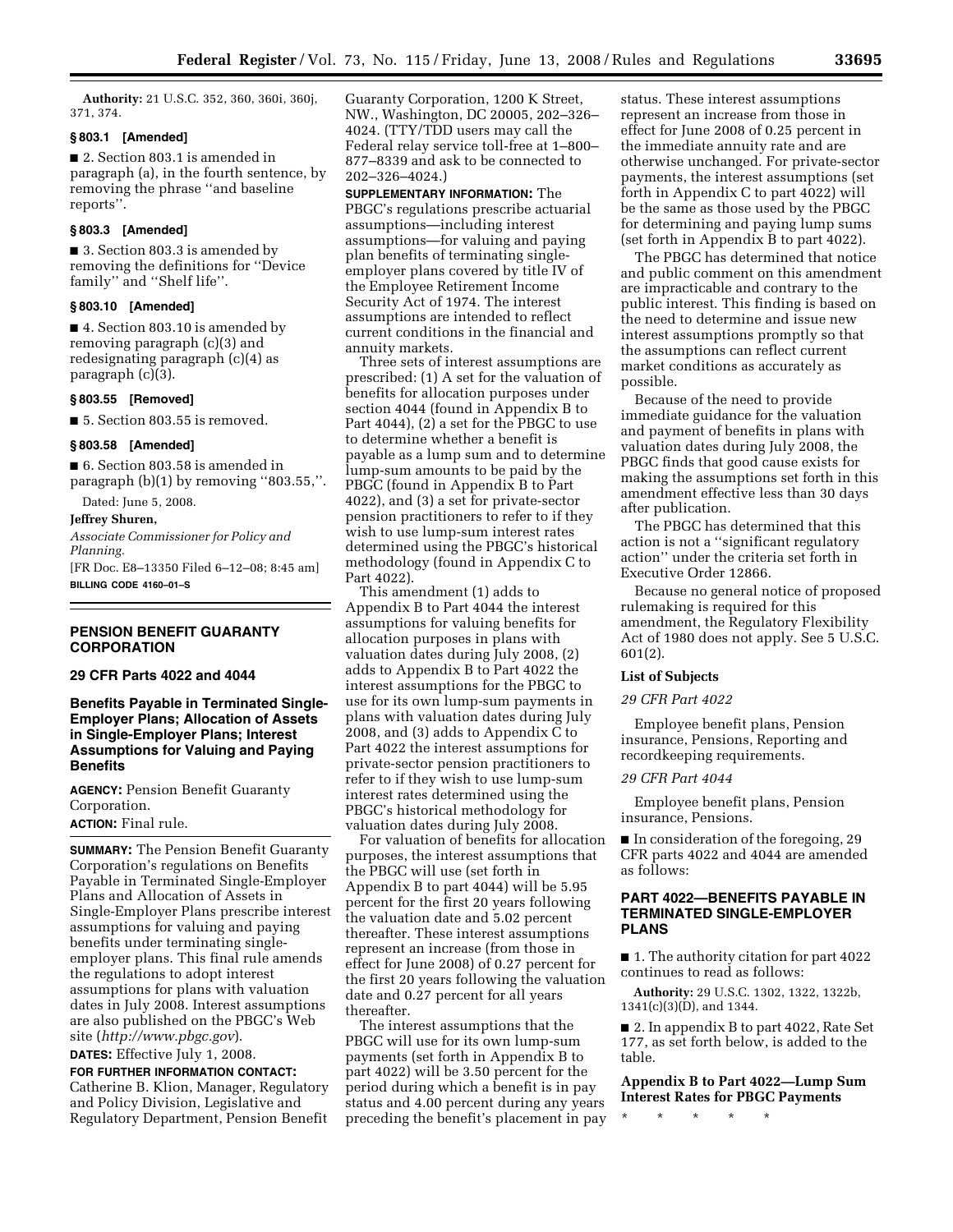**Authority:** 21 U.S.C. 352, 360, 360i, 360j, 371, 374.

**§ 803.1 [Amended]**

■ 2. Section 803.1 is amended in paragraph (a), in the fourth sentence, by removing the phrase ''and baseline reports''.

**§ 803.3 [Amended]**

■ 3. Section 803.3 is amended by removing the definitions for ''Device family'' and ''Shelf life''.

**§ 803.10 [Amended]**

■ 4. Section 803.10 is amended by removing paragraph (c)(3) and redesignating paragraph (c)(4) as paragraph (c)(3).

**§ 803.55 [Removed]**

■ 5. Section 803.55 is removed.

**§ 803.58 [Amended]**

■ 6. Section 803.58 is amended in paragraph (b)(1) by removing ''803.55,''.

Dated: June 5, 2008.

**Jeffrey Shuren,**

*Associate Commissioner for Policy and Planning.*

[FR Doc. E8–13350 Filed 6–12–08; 8:45 am]

**BILLING CODE 4160–01–S**

---

## PENSION BENEFIT GUARANTY CORPORATION

### 29 CFR Parts 4022 and 4044

### Benefits Payable in Terminated Single-Employer Plans; Allocation of Assets in Single-Employer Plans; Interest Assumptions for Valuing and Paying Benefits

**AGENCY:** Pension Benefit Guaranty Corporation.

**ACTION:** Final rule.

**SUMMARY:** The Pension Benefit Guaranty Corporation's regulations on Benefits Payable in Terminated Single-Employer Plans and Allocation of Assets in Single-Employer Plans prescribe interest assumptions for valuing and paying benefits under terminating single-employer plans. This final rule amends the regulations to adopt interest assumptions for plans with valuation dates in July 2008. Interest assumptions are also published on the PBGC's Web site (*http://www.pbgc.gov*).

**DATES:** Effective July 1, 2008.

**FOR FURTHER INFORMATION CONTACT:** Catherine B. Klion, Manager, Regulatory and Policy Division, Legislative and Regulatory Department, Pension Benefit Guaranty Corporation, 1200 K Street, NW., Washington, DC 20005, 202–326–4024. (TTY/TDD users may call the Federal relay service toll-free at 1–800–877–8339 and ask to be connected to 202–326–4024.)

**SUPPLEMENTARY INFORMATION:** The PBGC's regulations prescribe actuarial assumptions—including interest assumptions—for valuing and paying plan benefits of terminating single-employer plans covered by title IV of the Employee Retirement Income Security Act of 1974. The interest assumptions are intended to reflect current conditions in the financial and annuity markets.

Three sets of interest assumptions are prescribed: (1) A set for the valuation of benefits for allocation purposes under section 4044 (found in Appendix B to Part 4044), (2) a set for the PBGC to use to determine whether a benefit is payable as a lump sum and to determine lump-sum amounts to be paid by the PBGC (found in Appendix B to Part 4022), and (3) a set for private-sector pension practitioners to refer to if they wish to use lump-sum interest rates determined using the PBGC's historical methodology (found in Appendix C to Part 4022).

This amendment (1) adds to Appendix B to Part 4044 the interest assumptions for valuing benefits for allocation purposes in plans with valuation dates during July 2008, (2) adds to Appendix B to Part 4022 the interest assumptions for the PBGC to use for its own lump-sum payments in plans with valuation dates during July 2008, and (3) adds to Appendix C to Part 4022 the interest assumptions for private-sector pension practitioners to refer to if they wish to use lump-sum interest rates determined using the PBGC's historical methodology for valuation dates during July 2008.

For valuation of benefits for allocation purposes, the interest assumptions that the PBGC will use (set forth in Appendix B to part 4044) will be 5.95 percent for the first 20 years following the valuation date and 5.02 percent thereafter. These interest assumptions represent an increase (from those in effect for June 2008) of 0.27 percent for the first 20 years following the valuation date and 0.27 percent for all years thereafter.

The interest assumptions that the PBGC will use for its own lump-sum payments (set forth in Appendix B to part 4022) will be 3.50 percent for the period during which a benefit is in pay status and 4.00 percent during any years preceding the benefit's placement in pay status. These interest assumptions represent an increase from those in effect for June 2008 of 0.25 percent in the immediate annuity rate and are otherwise unchanged. For private-sector payments, the interest assumptions (set forth in Appendix C to part 4022) will be the same as those used by the PBGC for determining and paying lump sums (set forth in Appendix B to part 4022).

The PBGC has determined that notice and public comment on this amendment are impracticable and contrary to the public interest. This finding is based on the need to determine and issue new interest assumptions promptly so that the assumptions can reflect current market conditions as accurately as possible.

Because of the need to provide immediate guidance for the valuation and payment of benefits in plans with valuation dates during July 2008, the PBGC finds that good cause exists for making the assumptions set forth in this amendment effective less than 30 days after publication.

The PBGC has determined that this action is not a ''significant regulatory action'' under the criteria set forth in Executive Order 12866.

Because no general notice of proposed rulemaking is required for this amendment, the Regulatory Flexibility Act of 1980 does not apply. See 5 U.S.C. 601(2).

**List of Subjects**

*29 CFR Part 4022*

Employee benefit plans, Pension insurance, Pensions, Reporting and recordkeeping requirements.

*29 CFR Part 4044*

Employee benefit plans, Pension insurance, Pensions.

■ In consideration of the foregoing, 29 CFR parts 4022 and 4044 are amended as follows:

## PART 4022—BENEFITS PAYABLE IN TERMINATED SINGLE-EMPLOYER PLANS

■ 1. The authority citation for part 4022 continues to read as follows:

**Authority:** 29 U.S.C. 1302, 1322, 1322b, 1341(c)(3)(D), and 1344.

■ 2. In appendix B to part 4022, Rate Set 177, as set forth below, is added to the table.

**Appendix B to Part 4022—Lump Sum Interest Rates for PBGC Payments**

\* \* \* \* \*